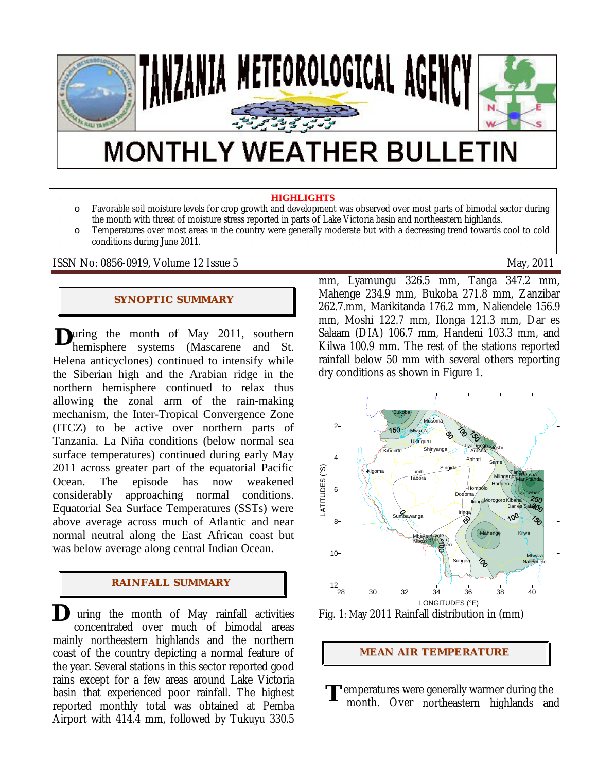# TANZANIA METEOROLOGICAL AGENCY

# MONTHLY WEATHER BULLETIN

**HIGHLIGHTS**

- Favorable soil moisture levels for crop growth and development was observed over most parts of bimodal sector during the month with threat of moisture stress reported in parts of Lake Victoria basin and northeastern highlands.
- Temperatures over most areas in the country were generally moderate but with a decreasing trend towards cool to cold conditions during June 2011.

ISSN No: 0856-0919, Volume 12 Issue 5 May, 2011

## SYNOPTIC SUMMARY

During the month of May 2011, southern hemisphere systems (Mascarene and St. Helena anticyclones) continued to intensify while the Siberian high and the Arabian ridge in the northern hemisphere continued to relax thus allowing the zonal arm of the rain-making mechanism, the Inter-Tropical Convergence Zone (ITCZ) to be active over northern parts of Tanzania. La Niña conditions (below normal sea surface temperatures) continued during early May 2011 across greater part of the equatorial Pacific Ocean. The episode has now weakened considerably approaching normal conditions. Equatorial Sea Surface Temperatures (SSTs) were above average across much of Atlantic and near normal neutral along the East African coast but was below average along central Indian Ocean.

## RAINFALL SUMMARY

During the month of May rainfall activities concentrated over much of bimodal areas mainly northeastern highlands and the northern coast of the country depicting a normal feature of the year. Several stations in this sector reported good rains except for a few areas around Lake Victoria basin that experienced poor rainfall. The highest reported monthly total was obtained at Pemba Airport with 414.4 mm, followed by Tukuyu 330.5 mm, Lyamungu 326.5 mm, Tanga 347.2 mm, Mahenge 234.9 mm, Bukoba 271.8 mm, Zanzibar 262.7.mm, Marikitanda 176.2 mm, Naliendele 156.9 mm, Moshi 122.7 mm, Ilonga 121.3 mm, Dar es Salaam (DIA) 106.7 mm, Handeni 103.3 mm, and Kilwa 100.9 mm. The rest of the stations reported rainfall below 50 mm with several others reporting dry conditions as shown in Figure 1.

Fig. 1: May 2011 Rainfall distribution in (mm)

## MEAN AIR TEMPERATURE

Temperatures were generally warmer during the month. Over northeastern highlands and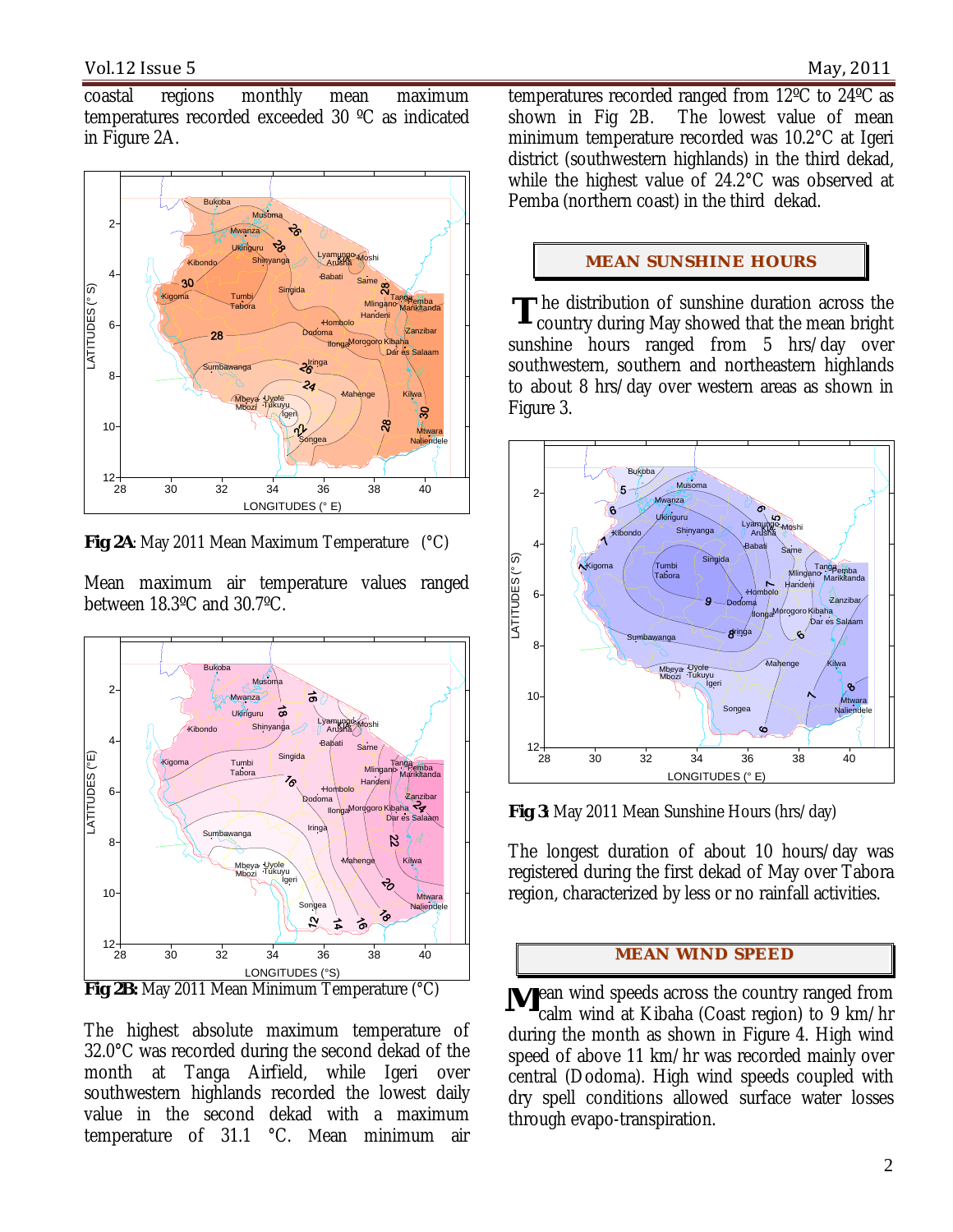coastal regions monthly mean maximum temperatures recorded exceeded 30 ºC as indicated in Figure 2A.

**Fig 2A**: May 2011 Mean Maximum Temperature (°C)

Mean maximum air temperature values ranged between 18.3ºC and 30.7ºC.

**Fig 2B:** May 2011 Mean Minimum Temperature (°C)

The highest absolute maximum temperature of 32.0°C was recorded during the second dekad of the month at Tanga Airfield, while Igeri over southwestern highlands recorded the lowest daily value in the second dekad with a maximum temperature of 31.1 °C. Mean minimum air temperatures recorded ranged from 12ºC to 24ºC as shown in Fig 2B. The lowest value of mean minimum temperature recorded was 10.2°C at Igeri district (southwestern highlands) in the third dekad, while the highest value of 24.2°C was observed at Pemba (northern coast) in the third dekad.

## MEAN SUNSHINE HOURS

The distribution of sunshine duration across the country during May showed that the mean bright sunshine hours ranged from 5 hrs/day over southwestern, southern and northeastern highlands to about 8 hrs/day over western areas as shown in Figure 3.

**Fig 3**: May 2011 Mean Sunshine Hours (hrs/day)

The longest duration of about 10 hours/day was registered during the first dekad of May over Tabora region, characterized by less or no rainfall activities.

## MEAN WIND SPEED

Mean wind speeds across the country ranged from calm wind at Kibaha (Coast region) to 9 km/hr during the month as shown in Figure 4. High wind speed of above 11 km/hr was recorded mainly over central (Dodoma). High wind speeds coupled with dry spell conditions allowed surface water losses through evapo-transpiration.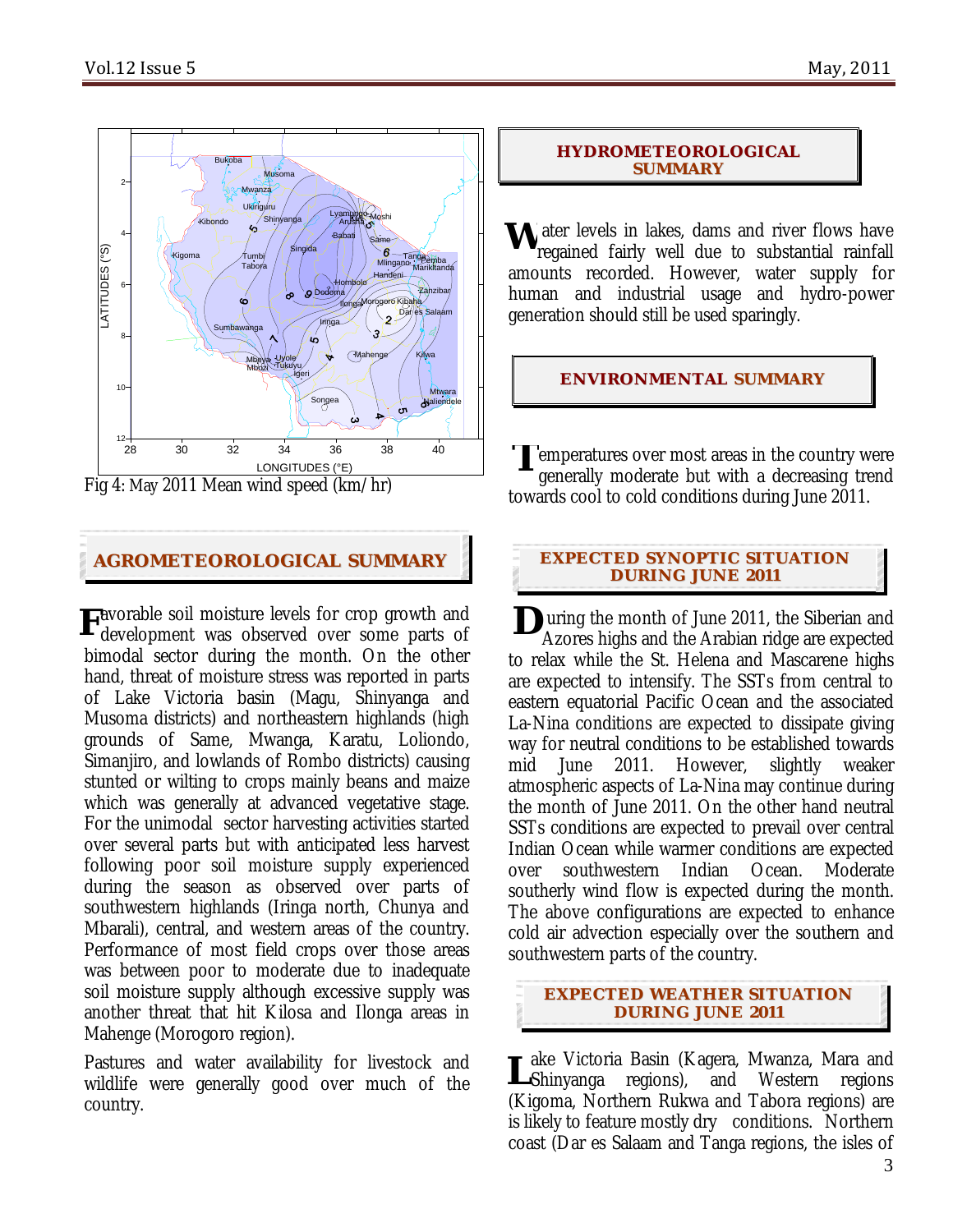Fig 4: May 2011 Mean wind speed (km/hr)

## AGROMETEOROLOGICAL SUMMARY

Favorable soil moisture levels for crop growth and development was observed over some parts of bimodal sector during the month. On the other hand, threat of moisture stress was reported in parts of Lake Victoria basin (Magu, Shinyanga and Musoma districts) and northeastern highlands (high grounds of Same, Mwanga, Karatu, Loliondo, Simanjiro, and lowlands of Rombo districts) causing stunted or wilting to crops mainly beans and maize which was generally at advanced vegetative stage. For the unimodal sector harvesting activities started over several parts but with anticipated less harvest following poor soil moisture supply experienced during the season as observed over parts of southwestern highlands (Iringa north, Chunya and Mbarali), central, and western areas of the country. Performance of most field crops over those areas was between poor to moderate due to inadequate soil moisture supply although excessive supply was another threat that hit Kilosa and Ilonga areas in Mahenge (Morogoro region).

Pastures and water availability for livestock and wildlife were generally good over much of the country.

## HYDROMETEOROLOGICAL SUMMARY

Water levels in lakes, dams and river flows have regained fairly well due to substantial rainfall amounts recorded. However, water supply for human and industrial usage and hydro-power generation should still be used sparingly.

## ENVIRONMENTAL SUMMARY

Temperatures over most areas in the country were generally moderate but with a decreasing trend towards cool to cold conditions during June 2011.

## EXPECTED SYNOPTIC SITUATION DURING JUNE 2011

During the month of June 2011, the Siberian and Azores highs and the Arabian ridge are expected to relax while the St. Helena and Mascarene highs are expected to intensify. The SSTs from central to eastern equatorial Pacific Ocean and the associated La-Nina conditions are expected to dissipate giving way for neutral conditions to be established towards mid June 2011. However, slightly weaker atmospheric aspects of La-Nina may continue during the month of June 2011. On the other hand neutral SSTs conditions are expected to prevail over central Indian Ocean while warmer conditions are expected over southwestern Indian Ocean. Moderate southerly wind flow is expected during the month. The above configurations are expected to enhance cold air advection especially over the southern and southwestern parts of the country.

## EXPECTED WEATHER SITUATION DURING JUNE 2011

Lake Victoria Basin (Kagera, Mwanza, Mara and Shinyanga regions), and Western regions (Kigoma, Northern Rukwa and Tabora regions) are is likely to feature mostly dry conditions. Northern coast (Dar es Salaam and Tanga regions, the isles of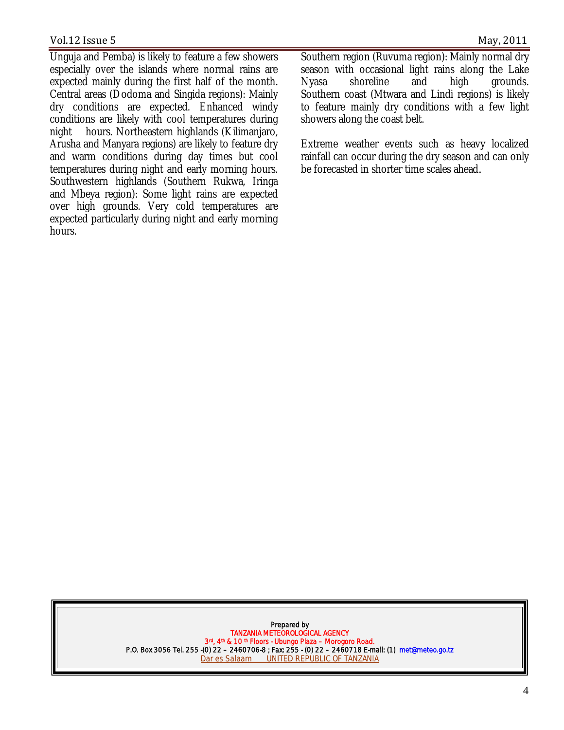Unguja and Pemba) is likely to feature a few showers especially over the islands where normal rains are expected mainly during the first half of the month. Central areas (Dodoma and Singida regions): Mainly dry conditions are expected. Enhanced windy conditions are likely with cool temperatures during night hours. Northeastern highlands (Kilimanjaro, Arusha and Manyara regions) are likely to feature dry and warm conditions during day times but cool temperatures during night and early morning hours. Southwestern highlands (Southern Rukwa, Iringa and Mbeya region): Some light rains are expected over high grounds. Very cold temperatures are expected particularly during night and early morning hours.

Southern region (Ruvuma region): Mainly normal dry season with occasional light rains along the Lake Nyasa shoreline and high grounds. Southern coast (Mtwara and Lindi regions) is likely to feature mainly dry conditions with a few light showers along the coast belt.

Extreme weather events such as heavy localized rainfall can occur during the dry season and can only be forecasted in shorter time scales ahead.

Prepared by
TANZANIA METEOROLOGICAL AGENCY
3rd, 4th & 10 th Floors - Ubungo Plaza – Morogoro Road.
P.O. Box 3056 Tel. 255 -(0) 22 – 2460706-8 ; Fax: 255 - (0) 22 – 2460718 E-mail: (1) met@meteo.go.tz
Dar es Salaam UNITED REPUBLIC OF TANZANIA